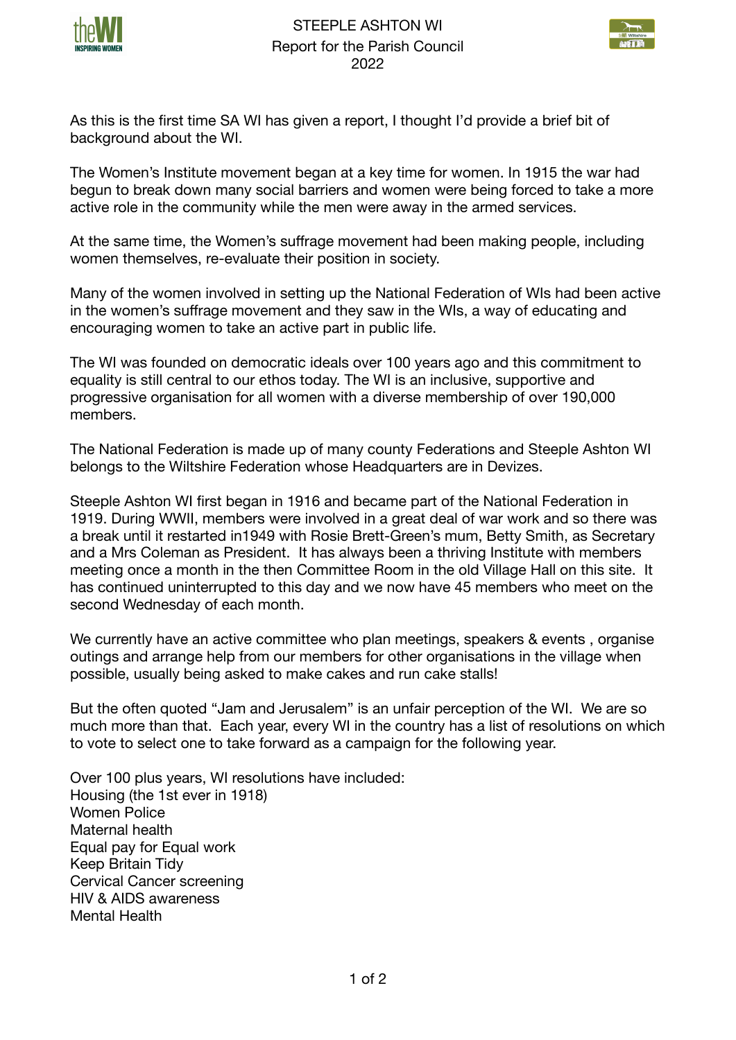# STEEPLE ASHTON WI
## Report for the Parish Council
## 2022

As this is the first time SA WI has given a report, I thought I'd provide a brief bit of background about the WI.

The Women's Institute movement began at a key time for women. In 1915 the war had begun to break down many social barriers and women were being forced to take a more active role in the community while the men were away in the armed services.

At the same time, the Women's suffrage movement had been making people, including women themselves, re-evaluate their position in society.

Many of the women involved in setting up the National Federation of WIs had been active in the women's suffrage movement and they saw in the WIs, a way of educating and encouraging women to take an active part in public life.

The WI was founded on democratic ideals over 100 years ago and this commitment to equality is still central to our ethos today. The WI is an inclusive, supportive and progressive organisation for all women with a diverse membership of over 190,000 members.

The National Federation is made up of many county Federations and Steeple Ashton WI belongs to the Wiltshire Federation whose Headquarters are in Devizes.

Steeple Ashton WI first began in 1916 and became part of the National Federation in 1919. During WWII, members were involved in a great deal of war work and so there was a break until it restarted in1949 with Rosie Brett-Green's mum, Betty Smith, as Secretary and a Mrs Coleman as President. It has always been a thriving Institute with members meeting once a month in the then Committee Room in the old Village Hall on this site. It has continued uninterrupted to this day and we now have 45 members who meet on the second Wednesday of each month.

We currently have an active committee who plan meetings, speakers & events , organise outings and arrange help from our members for other organisations in the village when possible, usually being asked to make cakes and run cake stalls!

But the often quoted "Jam and Jerusalem" is an unfair perception of the WI. We are so much more than that. Each year, every WI in the country has a list of resolutions on which to vote to select one to take forward as a campaign for the following year.

Over 100 plus years, WI resolutions have included:
Housing (the 1st ever in 1918)
Women Police
Maternal health
Equal pay for Equal work
Keep Britain Tidy
Cervical Cancer screening
HIV & AIDS awareness
Mental Health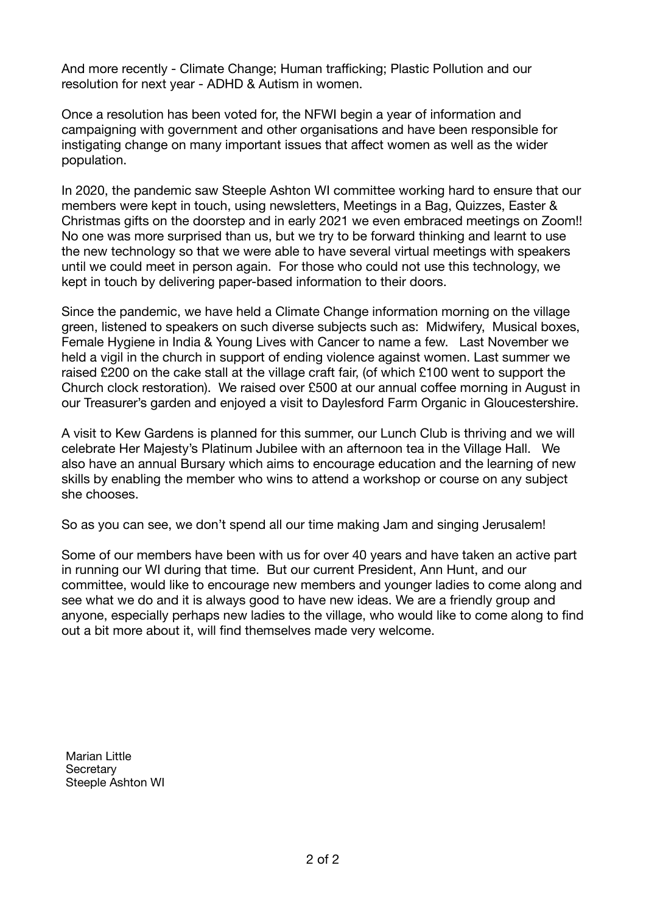And more recently - Climate Change; Human trafficking; Plastic Pollution and our resolution for next year - ADHD & Autism in women.

Once a resolution has been voted for, the NFWI begin a year of information and campaigning with government and other organisations and have been responsible for instigating change on many important issues that affect women as well as the wider population.

In 2020, the pandemic saw Steeple Ashton WI committee working hard to ensure that our members were kept in touch, using newsletters, Meetings in a Bag, Quizzes, Easter & Christmas gifts on the doorstep and in early 2021 we even embraced meetings on Zoom!! No one was more surprised than us, but we try to be forward thinking and learnt to use the new technology so that we were able to have several virtual meetings with speakers until we could meet in person again. For those who could not use this technology, we kept in touch by delivering paper-based information to their doors.

Since the pandemic, we have held a Climate Change information morning on the village green, listened to speakers on such diverse subjects such as: Midwifery, Musical boxes, Female Hygiene in India & Young Lives with Cancer to name a few. Last November we held a vigil in the church in support of ending violence against women. Last summer we raised £200 on the cake stall at the village craft fair, (of which £100 went to support the Church clock restoration). We raised over £500 at our annual coffee morning in August in our Treasurer's garden and enjoyed a visit to Daylesford Farm Organic in Gloucestershire.

A visit to Kew Gardens is planned for this summer, our Lunch Club is thriving and we will celebrate Her Majesty's Platinum Jubilee with an afternoon tea in the Village Hall. We also have an annual Bursary which aims to encourage education and the learning of new skills by enabling the member who wins to attend a workshop or course on any subject she chooses.

So as you can see, we don't spend all our time making Jam and singing Jerusalem!

Some of our members have been with us for over 40 years and have taken an active part in running our WI during that time. But our current President, Ann Hunt, and our committee, would like to encourage new members and younger ladies to come along and see what we do and it is always good to have new ideas. We are a friendly group and anyone, especially perhaps new ladies to the village, who would like to come along to find out a bit more about it, will find themselves made very welcome.

Marian Little
Secretary
Steeple Ashton WI